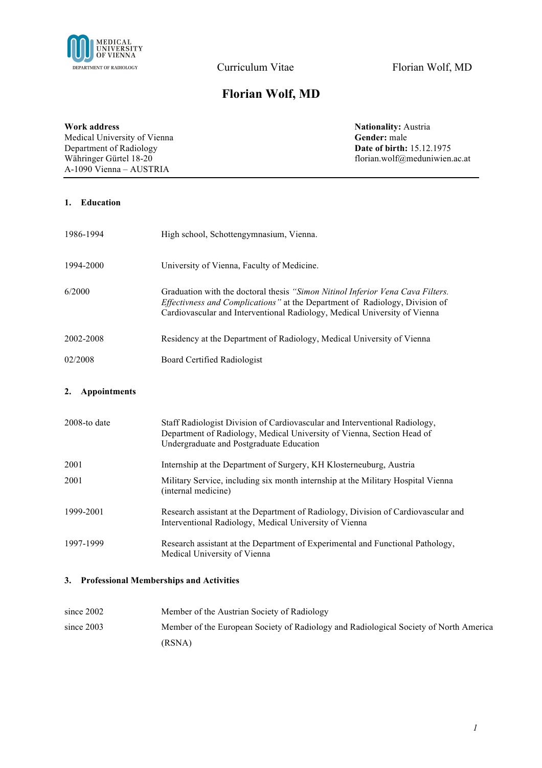# Florian Wolf, MD

**Work address**
Medical University of Vienna
Department of Radiology
Währinger Gürtel 18-20
A-1090 Vienna – AUSTRIA

**Nationality:** Austria
**Gender:** male
**Date of birth:** 15.12.1975
florian.wolf@meduniwien.ac.at

---

## 1. Education

| | |
|---|---|
| 1986-1994 | High school, Schottengymnasium, Vienna. |
| 1994-2000 | University of Vienna, Faculty of Medicine. |
| 6/2000 | Graduation with the doctoral thesis *"Simon Nitinol Inferior Vena Cava Filters. Effectivness and Complications"* at the Department of Radiology, Division of Cardiovascular and Interventional Radiology, Medical University of Vienna |
| 2002-2008 | Residency at the Department of Radiology, Medical University of Vienna |
| 02/2008 | Board Certified Radiologist |

## 2. Appointments

| | |
|---|---|
| 2008-to date | Staff Radiologist Division of Cardiovascular and Interventional Radiology, Department of Radiology, Medical University of Vienna, Section Head of Undergraduate and Postgraduate Education |
| 2001 | Internship at the Department of Surgery, KH Klosterneuburg, Austria |
| 2001 | Military Service, including six month internship at the Military Hospital Vienna (internal medicine) |
| 1999-2001 | Research assistant at the Department of Radiology, Division of Cardiovascular and Interventional Radiology, Medical University of Vienna |
| 1997-1999 | Research assistant at the Department of Experimental and Functional Pathology, Medical University of Vienna |

## 3. Professional Memberships and Activities

| | |
|---|---|
| since 2002 | Member of the Austrian Society of Radiology |
| since 2003 | Member of the European Society of Radiology and Radiological Society of North America (RSNA) |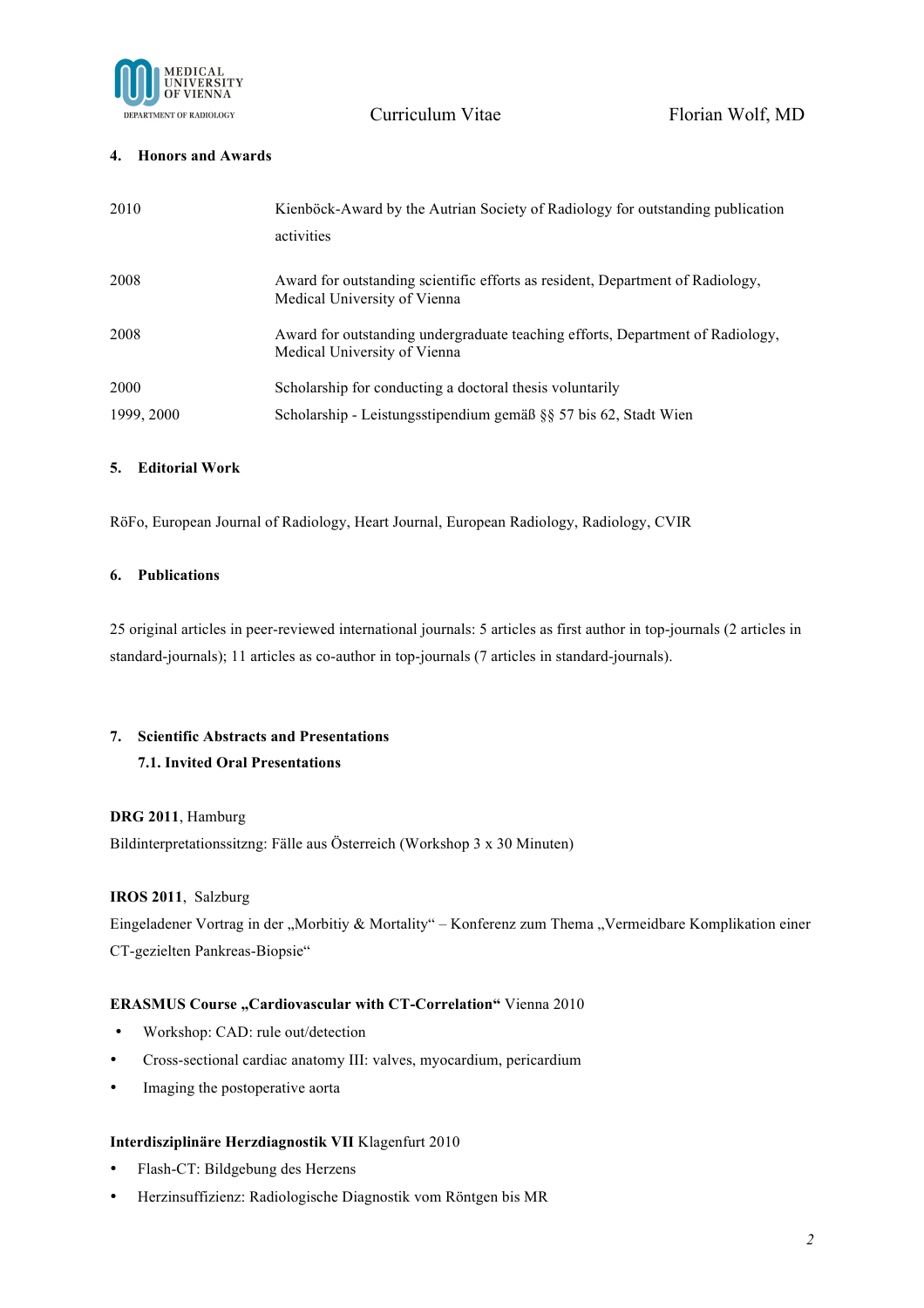## 4. Honors and Awards

| | |
|---|---|
| 2010 | Kienböck-Award by the Autrian Society of Radiology for outstanding publication activities |
| 2008 | Award for outstanding scientific efforts as resident, Department of Radiology, Medical University of Vienna |
| 2008 | Award for outstanding undergraduate teaching efforts, Department of Radiology, Medical University of Vienna |
| 2000 | Scholarship for conducting a doctoral thesis voluntarily |
| 1999, 2000 | Scholarship - Leistungsstipendium gemäß §§ 57 bis 62, Stadt Wien |

## 5. Editorial Work

RöFo, European Journal of Radiology, Heart Journal, European Radiology, Radiology, CVIR

## 6. Publications

25 original articles in peer-reviewed international journals: 5 articles as first author in top-journals (2 articles in standard-journals); 11 articles as co-author in top-journals (7 articles in standard-journals).

## 7. Scientific Abstracts and Presentations

### 7.1. Invited Oral Presentations

**DRG 2011**, Hamburg

Bildinterpretationssitzng: Fälle aus Österreich (Workshop 3 x 30 Minuten)

**IROS 2011**, Salzburg

Eingeladener Vortrag in der „Morbitiy & Mortality“ – Konferenz zum Thema „Vermeidbare Komplikation einer CT-gezielten Pankreas-Biopsie“

**ERASMUS Course „Cardiovascular with CT-Correlation“** Vienna 2010

- Workshop: CAD: rule out/detection
- Cross-sectional cardiac anatomy III: valves, myocardium, pericardium
- Imaging the postoperative aorta

**Interdisziplinäre Herzdiagnostik VII** Klagenfurt 2010

- Flash-CT: Bildgebung des Herzens
- Herzinsuffizienz: Radiologische Diagnostik vom Röntgen bis MR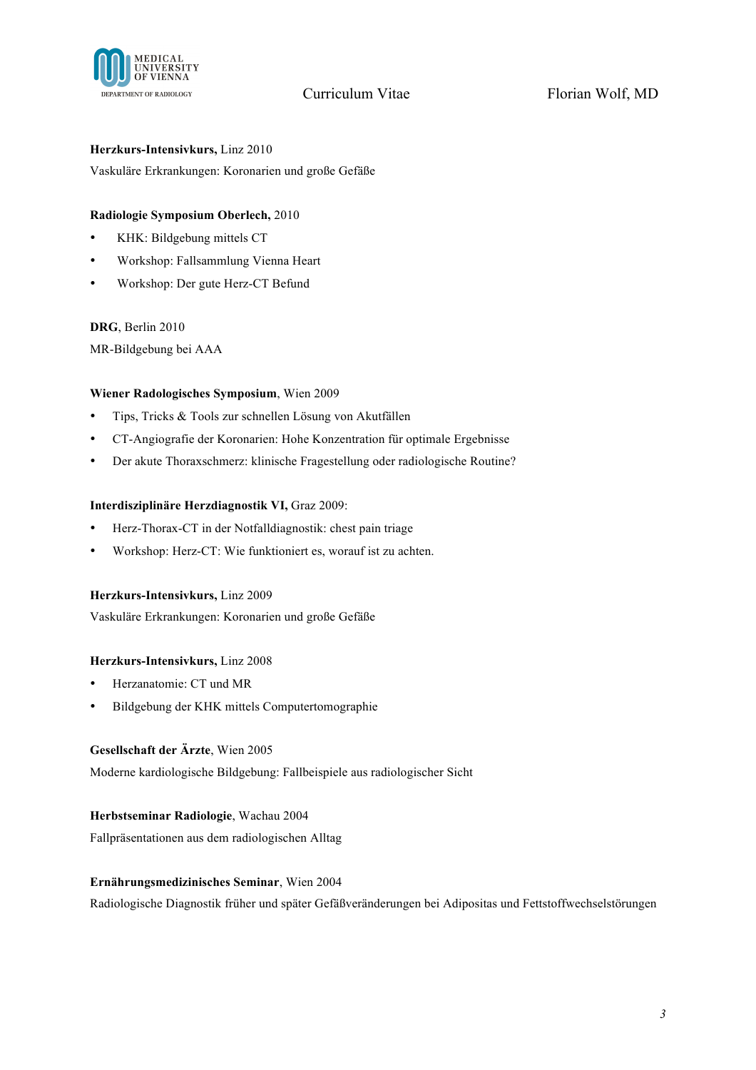**Herzkurs-Intensivkurs,** Linz 2010

Vaskuläre Erkrankungen: Koronarien und große Gefäße

**Radiologie Symposium Oberlech,** 2010

- KHK: Bildgebung mittels CT
- Workshop: Fallsammlung Vienna Heart
- Workshop: Der gute Herz-CT Befund

**DRG**, Berlin 2010

MR-Bildgebung bei AAA

**Wiener Radologisches Symposium**, Wien 2009

- Tips, Tricks & Tools zur schnellen Lösung von Akutfällen
- CT-Angiografie der Koronarien: Hohe Konzentration für optimale Ergebnisse
- Der akute Thoraxschmerz: klinische Fragestellung oder radiologische Routine?

**Interdisziplinäre Herzdiagnostik VI,** Graz 2009:

- Herz-Thorax-CT in der Notfalldiagnostik: chest pain triage
- Workshop: Herz-CT: Wie funktioniert es, worauf ist zu achten.

**Herzkurs-Intensivkurs,** Linz 2009

Vaskuläre Erkrankungen: Koronarien und große Gefäße

**Herzkurs-Intensivkurs,** Linz 2008

- Herzanatomie: CT und MR
- Bildgebung der KHK mittels Computertomographie

**Gesellschaft der Ärzte**, Wien 2005

Moderne kardiologische Bildgebung: Fallbeispiele aus radiologischer Sicht

**Herbstseminar Radiologie**, Wachau 2004

Fallpräsentationen aus dem radiologischen Alltag

**Ernährungsmedizinisches Seminar**, Wien 2004

Radiologische Diagnostik früher und später Gefäßveränderungen bei Adipositas und Fettstoffwechselstörungen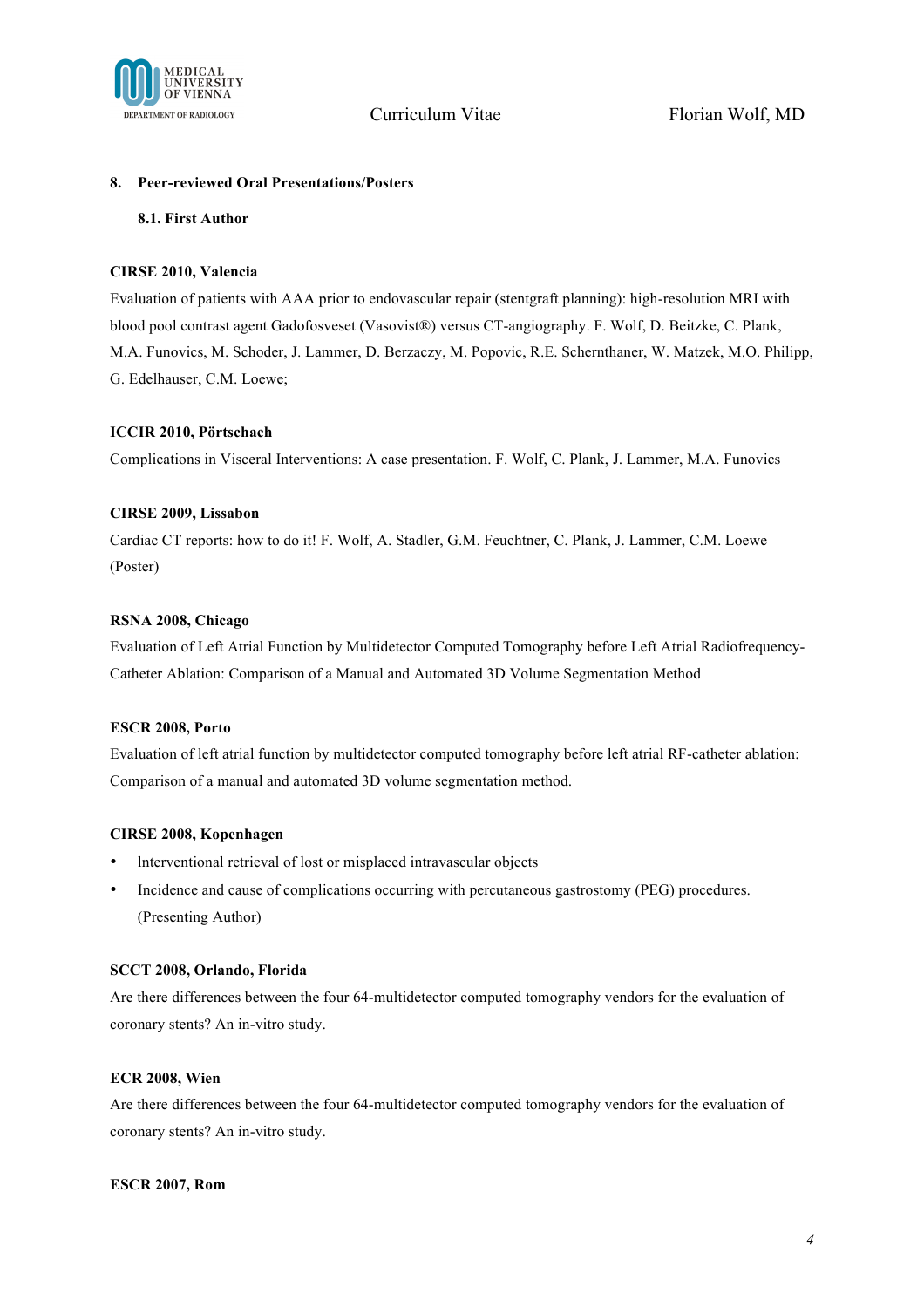## 8. Peer-reviewed Oral Presentations/Posters

### 8.1. First Author

**CIRSE 2010, Valencia**

Evaluation of patients with AAA prior to endovascular repair (stentgraft planning): high-resolution MRI with blood pool contrast agent Gadofosveset (Vasovist®) versus CT-angiography. F. Wolf, D. Beitzke, C. Plank, M.A. Funovics, M. Schoder, J. Lammer, D. Berzaczy, M. Popovic, R.E. Schernthaner, W. Matzek, M.O. Philipp, G. Edelhauser, C.M. Loewe;

**ICCIR 2010, Pörtschach**

Complications in Visceral Interventions: A case presentation. F. Wolf, C. Plank, J. Lammer, M.A. Funovics

**CIRSE 2009, Lissabon**

Cardiac CT reports: how to do it! F. Wolf, A. Stadler, G.M. Feuchtner, C. Plank, J. Lammer, C.M. Loewe (Poster)

**RSNA 2008, Chicago**

Evaluation of Left Atrial Function by Multidetector Computed Tomography before Left Atrial Radiofrequency-Catheter Ablation: Comparison of a Manual and Automated 3D Volume Segmentation Method

**ESCR 2008, Porto**

Evaluation of left atrial function by multidetector computed tomography before left atrial RF-catheter ablation: Comparison of a manual and automated 3D volume segmentation method.

**CIRSE 2008, Kopenhagen**

- lnterventional retrieval of lost or misplaced intravascular objects
- Incidence and cause of complications occurring with percutaneous gastrostomy (PEG) procedures. (Presenting Author)

**SCCT 2008, Orlando, Florida**

Are there differences between the four 64-multidetector computed tomography vendors for the evaluation of coronary stents? An in-vitro study.

**ECR 2008, Wien**

Are there differences between the four 64-multidetector computed tomography vendors for the evaluation of coronary stents? An in-vitro study.

**ESCR 2007, Rom**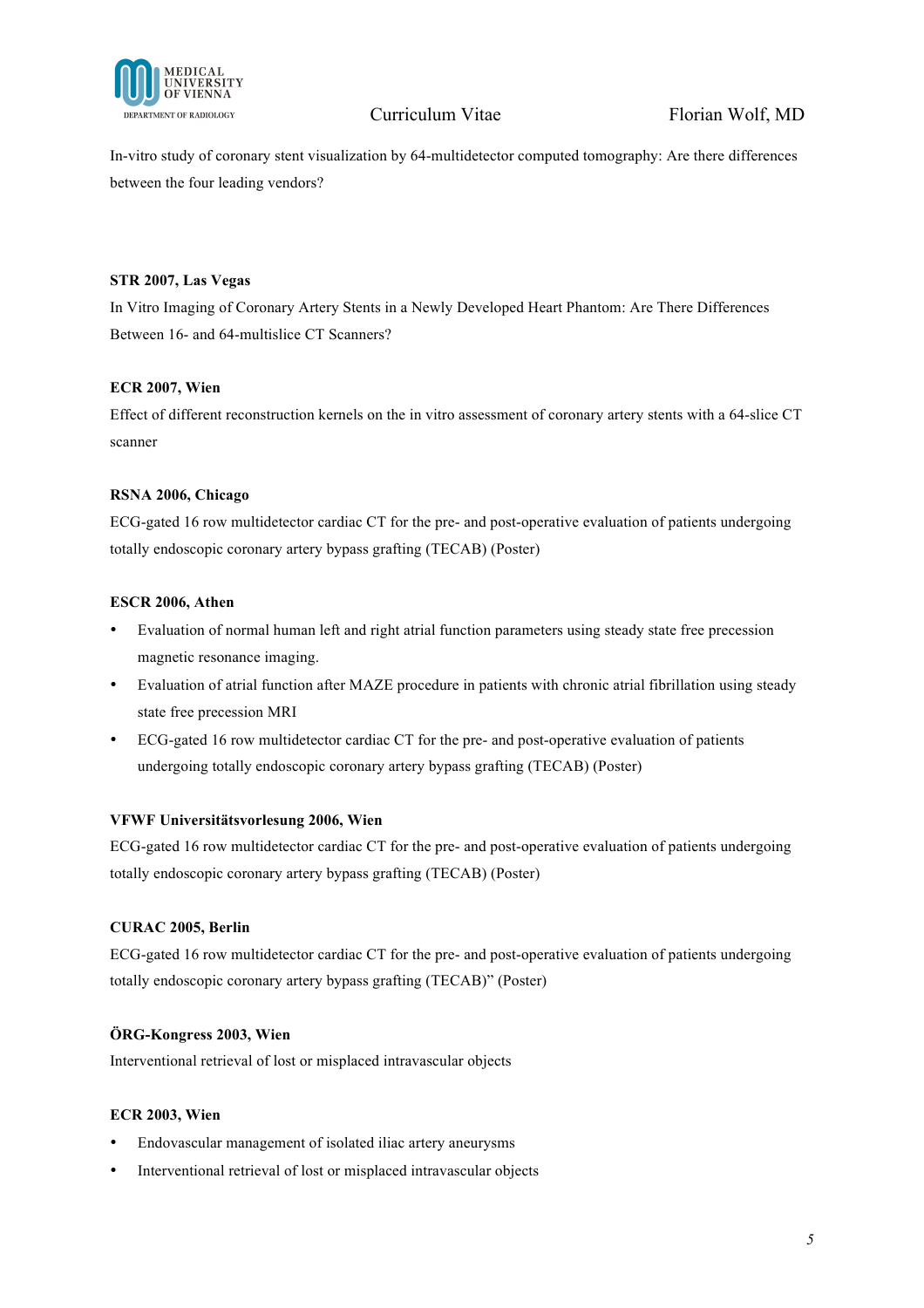In-vitro study of coronary stent visualization by 64-multidetector computed tomography: Are there differences between the four leading vendors?

**STR 2007, Las Vegas**

In Vitro Imaging of Coronary Artery Stents in a Newly Developed Heart Phantom: Are There Differences Between 16- and 64-multislice CT Scanners?

**ECR 2007, Wien**

Effect of different reconstruction kernels on the in vitro assessment of coronary artery stents with a 64-slice CT scanner

**RSNA 2006, Chicago**

ECG-gated 16 row multidetector cardiac CT for the pre- and post-operative evaluation of patients undergoing totally endoscopic coronary artery bypass grafting (TECAB) (Poster)

**ESCR 2006, Athen**

- Evaluation of normal human left and right atrial function parameters using steady state free precession magnetic resonance imaging.
- Evaluation of atrial function after MAZE procedure in patients with chronic atrial fibrillation using steady state free precession MRI
- ECG-gated 16 row multidetector cardiac CT for the pre- and post-operative evaluation of patients undergoing totally endoscopic coronary artery bypass grafting (TECAB) (Poster)

**VFWF Universitätsvorlesung 2006, Wien**

ECG-gated 16 row multidetector cardiac CT for the pre- and post-operative evaluation of patients undergoing totally endoscopic coronary artery bypass grafting (TECAB) (Poster)

**CURAC 2005, Berlin**

ECG-gated 16 row multidetector cardiac CT for the pre- and post-operative evaluation of patients undergoing totally endoscopic coronary artery bypass grafting (TECAB)" (Poster)

**ÖRG-Kongress 2003, Wien**

Interventional retrieval of lost or misplaced intravascular objects

**ECR 2003, Wien**

- Endovascular management of isolated iliac artery aneurysms
- Interventional retrieval of lost or misplaced intravascular objects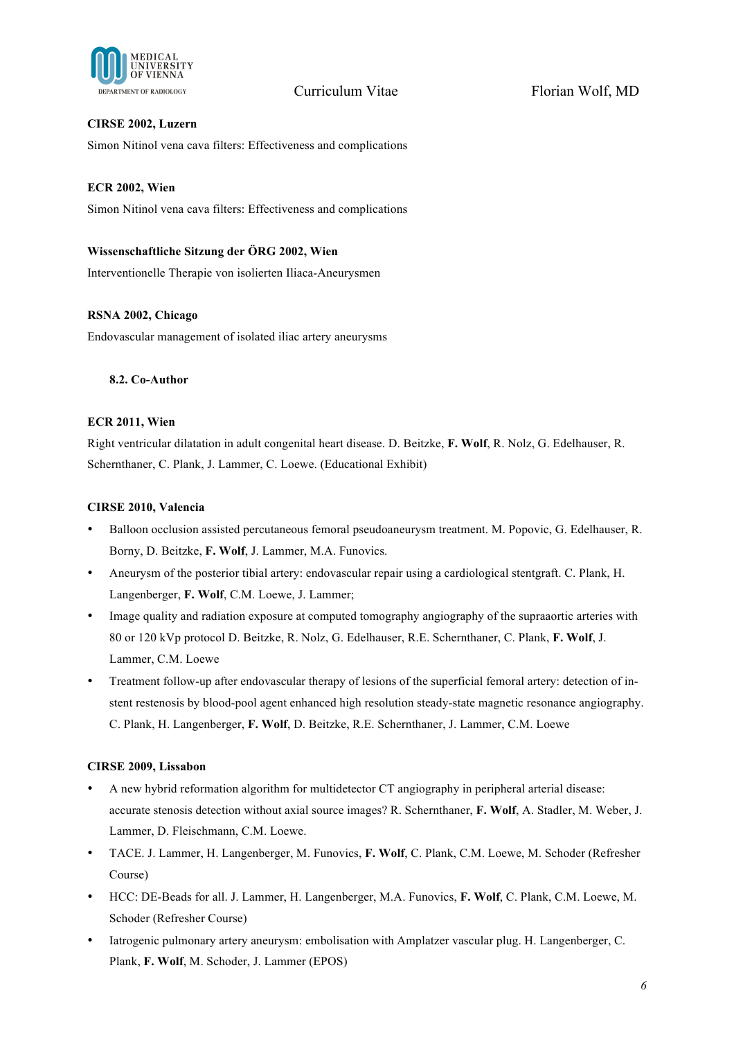**CIRSE 2002, Luzern**

Simon Nitinol vena cava filters: Effectiveness and complications

**ECR 2002, Wien**

Simon Nitinol vena cava filters: Effectiveness and complications

**Wissenschaftliche Sitzung der ÖRG 2002, Wien**

Interventionelle Therapie von isolierten Iliaca-Aneurysmen

**RSNA 2002, Chicago**

Endovascular management of isolated iliac artery aneurysms

### 8.2. Co-Author

**ECR 2011, Wien**

Right ventricular dilatation in adult congenital heart disease. D. Beitzke, **F. Wolf**, R. Nolz, G. Edelhauser, R. Schernthaner, C. Plank, J. Lammer, C. Loewe. (Educational Exhibit)

**CIRSE 2010, Valencia**

- Balloon occlusion assisted percutaneous femoral pseudoaneurysm treatment. M. Popovic, G. Edelhauser, R. Borny, D. Beitzke, **F. Wolf**, J. Lammer, M.A. Funovics.
- Aneurysm of the posterior tibial artery: endovascular repair using a cardiological stentgraft. C. Plank, H. Langenberger, **F. Wolf**, C.M. Loewe, J. Lammer;
- Image quality and radiation exposure at computed tomography angiography of the supraaortic arteries with 80 or 120 kVp protocol D. Beitzke, R. Nolz, G. Edelhauser, R.E. Schernthaner, C. Plank, **F. Wolf**, J. Lammer, C.M. Loewe
- Treatment follow-up after endovascular therapy of lesions of the superficial femoral artery: detection of in-stent restenosis by blood-pool agent enhanced high resolution steady-state magnetic resonance angiography. C. Plank, H. Langenberger, **F. Wolf**, D. Beitzke, R.E. Schernthaner, J. Lammer, C.M. Loewe

**CIRSE 2009, Lissabon**

- A new hybrid reformation algorithm for multidetector CT angiography in peripheral arterial disease: accurate stenosis detection without axial source images? R. Schernthaner, **F. Wolf**, A. Stadler, M. Weber, J. Lammer, D. Fleischmann, C.M. Loewe.
- TACE. J. Lammer, H. Langenberger, M. Funovics, **F. Wolf**, C. Plank, C.M. Loewe, M. Schoder (Refresher Course)
- HCC: DE-Beads for all. J. Lammer, H. Langenberger, M.A. Funovics, **F. Wolf**, C. Plank, C.M. Loewe, M. Schoder (Refresher Course)
- Iatrogenic pulmonary artery aneurysm: embolisation with Amplatzer vascular plug. H. Langenberger, C. Plank, **F. Wolf**, M. Schoder, J. Lammer (EPOS)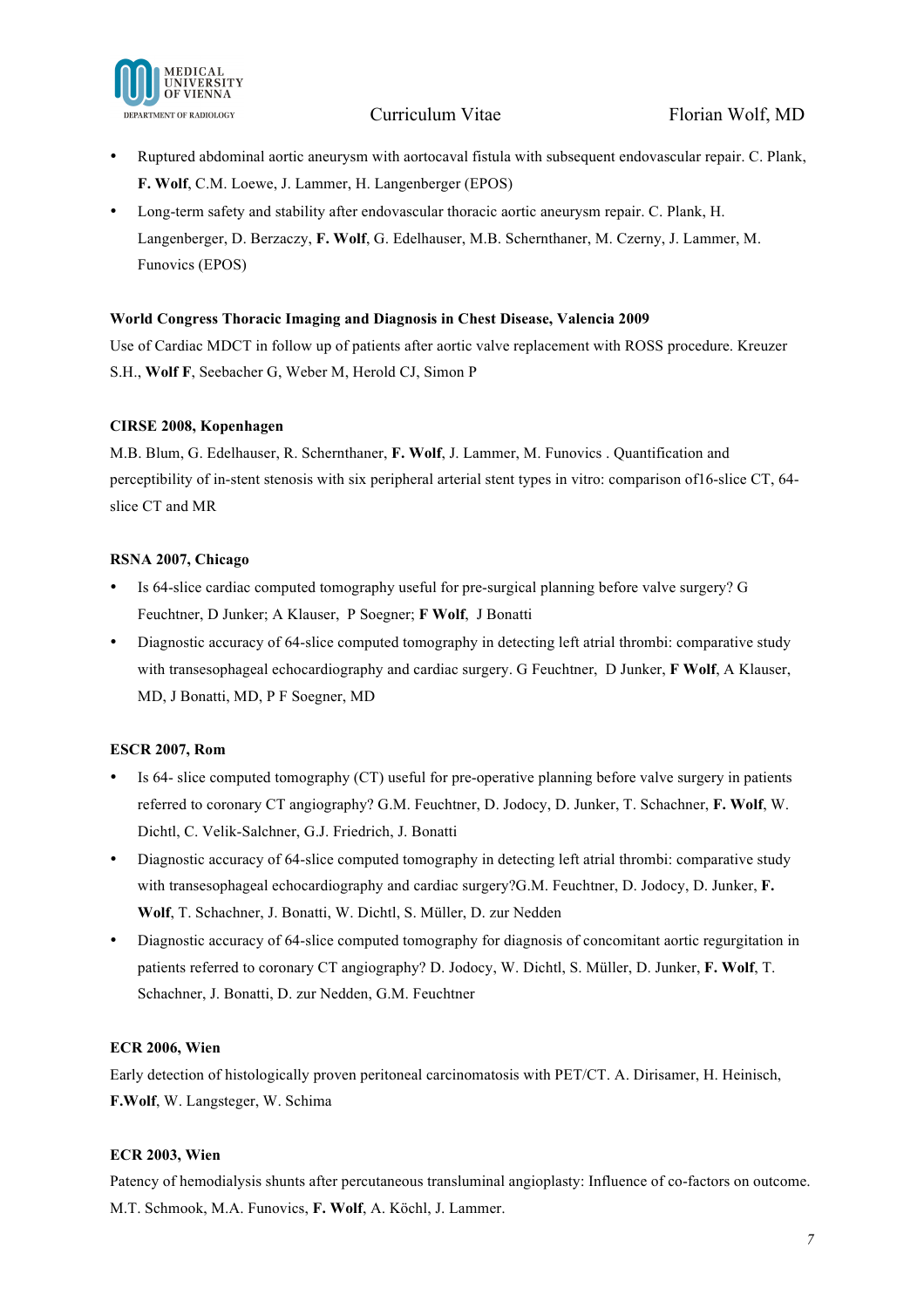- Ruptured abdominal aortic aneurysm with aortocaval fistula with subsequent endovascular repair. C. Plank, **F. Wolf**, C.M. Loewe, J. Lammer, H. Langenberger (EPOS)
- Long-term safety and stability after endovascular thoracic aortic aneurysm repair. C. Plank, H. Langenberger, D. Berzaczy, **F. Wolf**, G. Edelhauser, M.B. Schernthaner, M. Czerny, J. Lammer, M. Funovics (EPOS)

**World Congress Thoracic Imaging and Diagnosis in Chest Disease, Valencia 2009**

Use of Cardiac MDCT in follow up of patients after aortic valve replacement with ROSS procedure. Kreuzer S.H., **Wolf F**, Seebacher G, Weber M, Herold CJ, Simon P

**CIRSE 2008, Kopenhagen**

M.B. Blum, G. Edelhauser, R. Schernthaner, **F. Wolf**, J. Lammer, M. Funovics . Quantification and perceptibility of in-stent stenosis with six peripheral arterial stent types in vitro: comparison of16-slice CT, 64-slice CT and MR

**RSNA 2007, Chicago**

- Is 64-slice cardiac computed tomography useful for pre-surgical planning before valve surgery? G Feuchtner, D Junker; A Klauser, P Soegner; **F Wolf**, J Bonatti
- Diagnostic accuracy of 64-slice computed tomography in detecting left atrial thrombi: comparative study with transesophageal echocardiography and cardiac surgery. G Feuchtner, D Junker, **F Wolf**, A Klauser, MD, J Bonatti, MD, P F Soegner, MD

**ESCR 2007, Rom**

- Is 64- slice computed tomography (CT) useful for pre-operative planning before valve surgery in patients referred to coronary CT angiography? G.M. Feuchtner, D. Jodocy, D. Junker, T. Schachner, **F. Wolf**, W. Dichtl, C. Velik-Salchner, G.J. Friedrich, J. Bonatti
- Diagnostic accuracy of 64-slice computed tomography in detecting left atrial thrombi: comparative study with transesophageal echocardiography and cardiac surgery?G.M. Feuchtner, D. Jodocy, D. Junker, **F. Wolf**, T. Schachner, J. Bonatti, W. Dichtl, S. Müller, D. zur Nedden
- Diagnostic accuracy of 64-slice computed tomography for diagnosis of concomitant aortic regurgitation in patients referred to coronary CT angiography? D. Jodocy, W. Dichtl, S. Müller, D. Junker, **F. Wolf**, T. Schachner, J. Bonatti, D. zur Nedden, G.M. Feuchtner

**ECR 2006, Wien**

Early detection of histologically proven peritoneal carcinomatosis with PET/CT. A. Dirisamer, H. Heinisch, **F.Wolf**, W. Langsteger, W. Schima

**ECR 2003, Wien**

Patency of hemodialysis shunts after percutaneous transluminal angioplasty: Influence of co-factors on outcome. M.T. Schmook, M.A. Funovics, **F. Wolf**, A. Köchl, J. Lammer.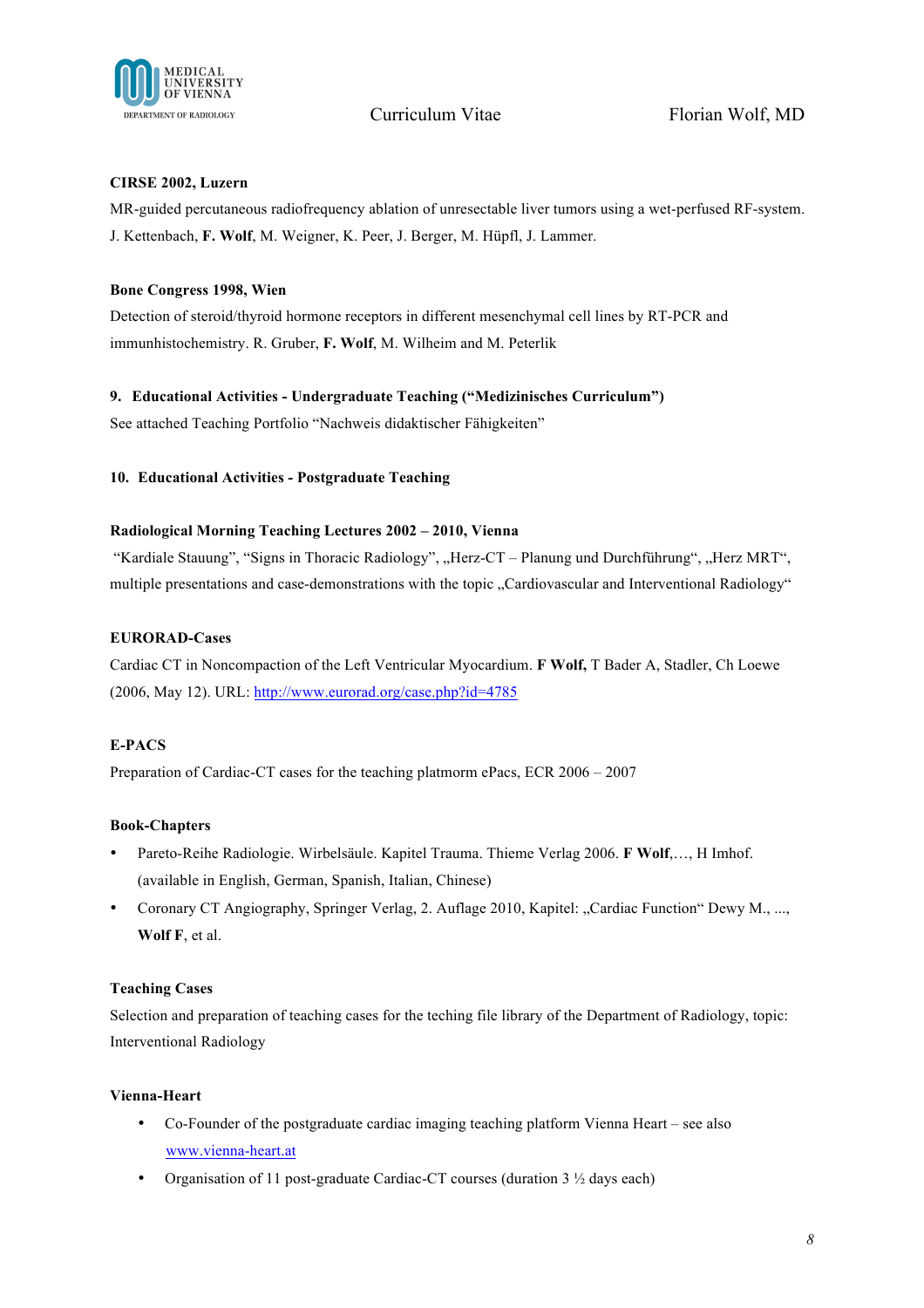**CIRSE 2002, Luzern**

MR-guided percutaneous radiofrequency ablation of unresectable liver tumors using a wet-perfused RF-system. J. Kettenbach, **F. Wolf**, M. Weigner, K. Peer, J. Berger, M. Hüpfl, J. Lammer.

**Bone Congress 1998, Wien**

Detection of steroid/thyroid hormone receptors in different mesenchymal cell lines by RT-PCR and immunhistochemistry. R. Gruber, **F. Wolf**, M. Wilheim and M. Peterlik

## 9. Educational Activities - Undergraduate Teaching ("Medizinisches Curriculum")

See attached Teaching Portfolio "Nachweis didaktischer Fähigkeiten"

## 10. Educational Activities - Postgraduate Teaching

**Radiological Morning Teaching Lectures 2002 – 2010, Vienna**

"Kardiale Stauung", "Signs in Thoracic Radiology", „Herz-CT – Planung und Durchführung", „Herz MRT", multiple presentations and case-demonstrations with the topic „Cardiovascular and Interventional Radiology"

**EURORAD-Cases**

Cardiac CT in Noncompaction of the Left Ventricular Myocardium. **F Wolf,** T Bader A, Stadler, Ch Loewe (2006, May 12). URL: http://www.eurorad.org/case.php?id=4785

**E-PACS**

Preparation of Cardiac-CT cases for the teaching platmorm ePacs, ECR 2006 – 2007

**Book-Chapters**

- Pareto-Reihe Radiologie. Wirbelsäule. Kapitel Trauma. Thieme Verlag 2006. **F Wolf**,…, H Imhof. (available in English, German, Spanish, Italian, Chinese)
- Coronary CT Angiography, Springer Verlag, 2. Auflage 2010, Kapitel: „Cardiac Function" Dewy M., ..., **Wolf F**, et al.

**Teaching Cases**

Selection and preparation of teaching cases for the teching file library of the Department of Radiology, topic: Interventional Radiology

**Vienna-Heart**

- Co-Founder of the postgraduate cardiac imaging teaching platform Vienna Heart – see also www.vienna-heart.at
- Organisation of 11 post-graduate Cardiac-CT courses (duration 3 ½ days each)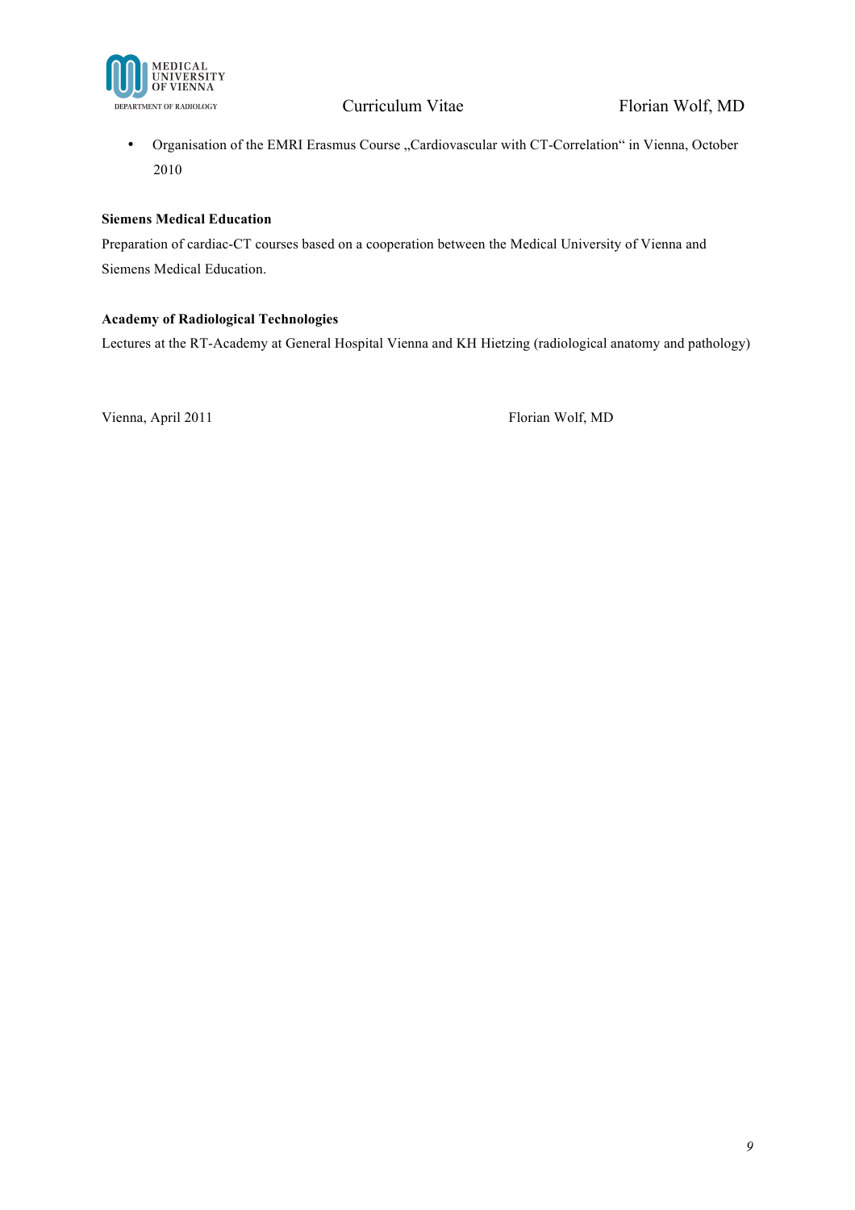- Organisation of the EMRI Erasmus Course „Cardiovascular with CT-Correlation“ in Vienna, October 2010

**Siemens Medical Education**

Preparation of cardiac-CT courses based on a cooperation between the Medical University of Vienna and Siemens Medical Education.

**Academy of Radiological Technologies**

Lectures at the RT-Academy at General Hospital Vienna and KH Hietzing (radiological anatomy and pathology)

Vienna, April 2011 Florian Wolf, MD